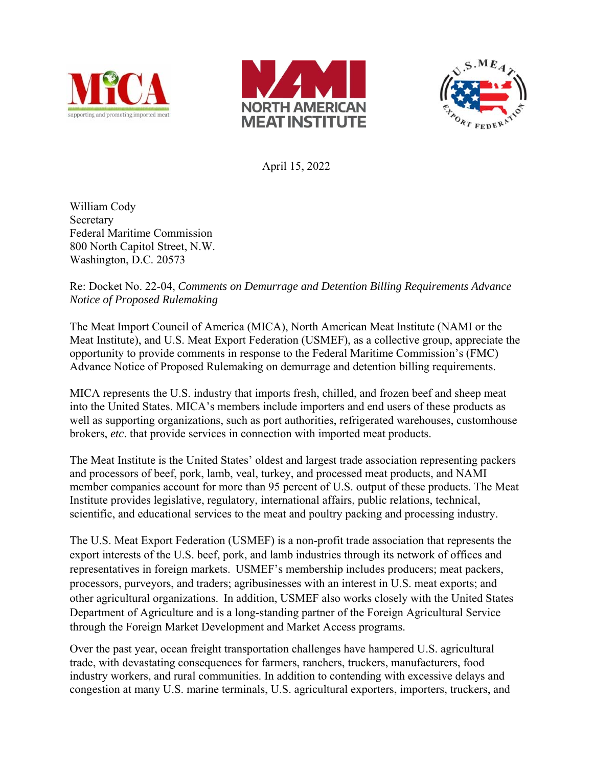April 15, 2022

William Cody
Secretary
Federal Maritime Commission
800 North Capitol Street, N.W.
Washington, D.C. 20573

Re: Docket No. 22-04, *Comments on Demurrage and Detention Billing Requirements Advance Notice of Proposed Rulemaking*

The Meat Import Council of America (MICA), North American Meat Institute (NAMI or the Meat Institute), and U.S. Meat Export Federation (USMEF), as a collective group, appreciate the opportunity to provide comments in response to the Federal Maritime Commission's (FMC) Advance Notice of Proposed Rulemaking on demurrage and detention billing requirements.

MICA represents the U.S. industry that imports fresh, chilled, and frozen beef and sheep meat into the United States. MICA's members include importers and end users of these products as well as supporting organizations, such as port authorities, refrigerated warehouses, customhouse brokers, *etc*. that provide services in connection with imported meat products.

The Meat Institute is the United States' oldest and largest trade association representing packers and processors of beef, pork, lamb, veal, turkey, and processed meat products, and NAMI member companies account for more than 95 percent of U.S. output of these products. The Meat Institute provides legislative, regulatory, international affairs, public relations, technical, scientific, and educational services to the meat and poultry packing and processing industry.

The U.S. Meat Export Federation (USMEF) is a non-profit trade association that represents the export interests of the U.S. beef, pork, and lamb industries through its network of offices and representatives in foreign markets. USMEF's membership includes producers; meat packers, processors, purveyors, and traders; agribusinesses with an interest in U.S. meat exports; and other agricultural organizations. In addition, USMEF also works closely with the United States Department of Agriculture and is a long-standing partner of the Foreign Agricultural Service through the Foreign Market Development and Market Access programs.

Over the past year, ocean freight transportation challenges have hampered U.S. agricultural trade, with devastating consequences for farmers, ranchers, truckers, manufacturers, food industry workers, and rural communities. In addition to contending with excessive delays and congestion at many U.S. marine terminals, U.S. agricultural exporters, importers, truckers, and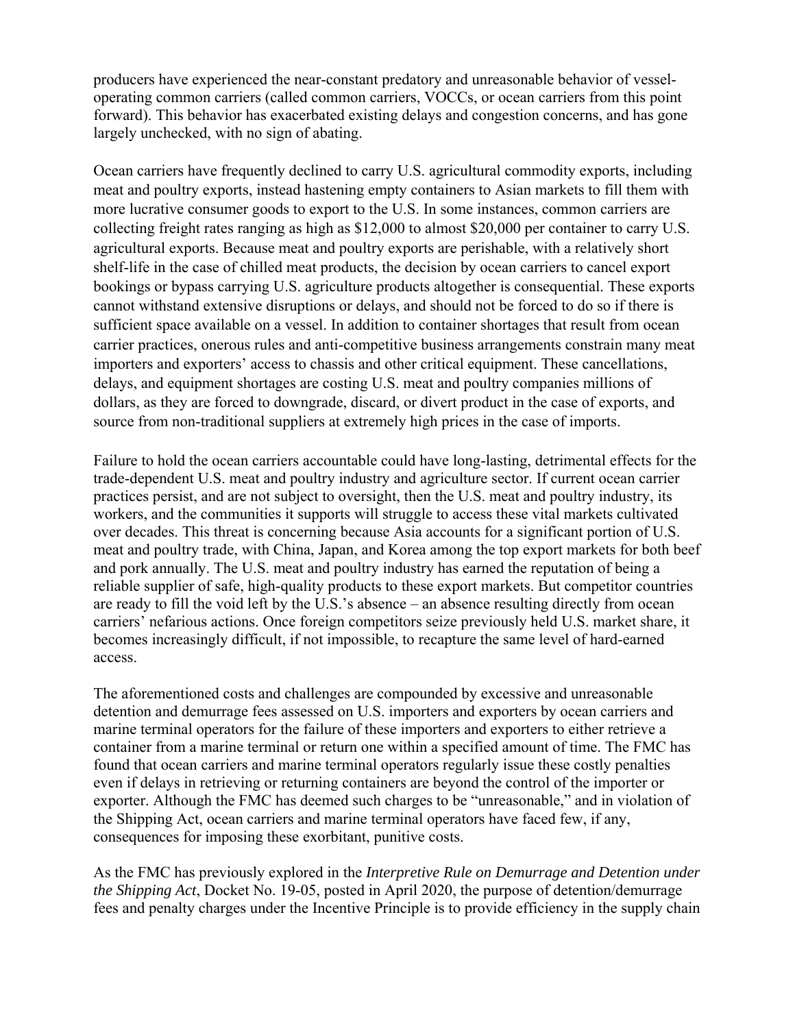producers have experienced the near-constant predatory and unreasonable behavior of vessel-operating common carriers (called common carriers, VOCCs, or ocean carriers from this point forward). This behavior has exacerbated existing delays and congestion concerns, and has gone largely unchecked, with no sign of abating.

Ocean carriers have frequently declined to carry U.S. agricultural commodity exports, including meat and poultry exports, instead hastening empty containers to Asian markets to fill them with more lucrative consumer goods to export to the U.S. In some instances, common carriers are collecting freight rates ranging as high as $12,000 to almost $20,000 per container to carry U.S. agricultural exports. Because meat and poultry exports are perishable, with a relatively short shelf-life in the case of chilled meat products, the decision by ocean carriers to cancel export bookings or bypass carrying U.S. agriculture products altogether is consequential. These exports cannot withstand extensive disruptions or delays, and should not be forced to do so if there is sufficient space available on a vessel. In addition to container shortages that result from ocean carrier practices, onerous rules and anti-competitive business arrangements constrain many meat importers and exporters' access to chassis and other critical equipment. These cancellations, delays, and equipment shortages are costing U.S. meat and poultry companies millions of dollars, as they are forced to downgrade, discard, or divert product in the case of exports, and source from non-traditional suppliers at extremely high prices in the case of imports.

Failure to hold the ocean carriers accountable could have long-lasting, detrimental effects for the trade-dependent U.S. meat and poultry industry and agriculture sector. If current ocean carrier practices persist, and are not subject to oversight, then the U.S. meat and poultry industry, its workers, and the communities it supports will struggle to access these vital markets cultivated over decades. This threat is concerning because Asia accounts for a significant portion of U.S. meat and poultry trade, with China, Japan, and Korea among the top export markets for both beef and pork annually. The U.S. meat and poultry industry has earned the reputation of being a reliable supplier of safe, high-quality products to these export markets. But competitor countries are ready to fill the void left by the U.S.'s absence – an absence resulting directly from ocean carriers' nefarious actions. Once foreign competitors seize previously held U.S. market share, it becomes increasingly difficult, if not impossible, to recapture the same level of hard-earned access.

The aforementioned costs and challenges are compounded by excessive and unreasonable detention and demurrage fees assessed on U.S. importers and exporters by ocean carriers and marine terminal operators for the failure of these importers and exporters to either retrieve a container from a marine terminal or return one within a specified amount of time. The FMC has found that ocean carriers and marine terminal operators regularly issue these costly penalties even if delays in retrieving or returning containers are beyond the control of the importer or exporter. Although the FMC has deemed such charges to be "unreasonable," and in violation of the Shipping Act, ocean carriers and marine terminal operators have faced few, if any, consequences for imposing these exorbitant, punitive costs.

As the FMC has previously explored in the *Interpretive Rule on Demurrage and Detention under the Shipping Act*, Docket No. 19-05, posted in April 2020, the purpose of detention/demurrage fees and penalty charges under the Incentive Principle is to provide efficiency in the supply chain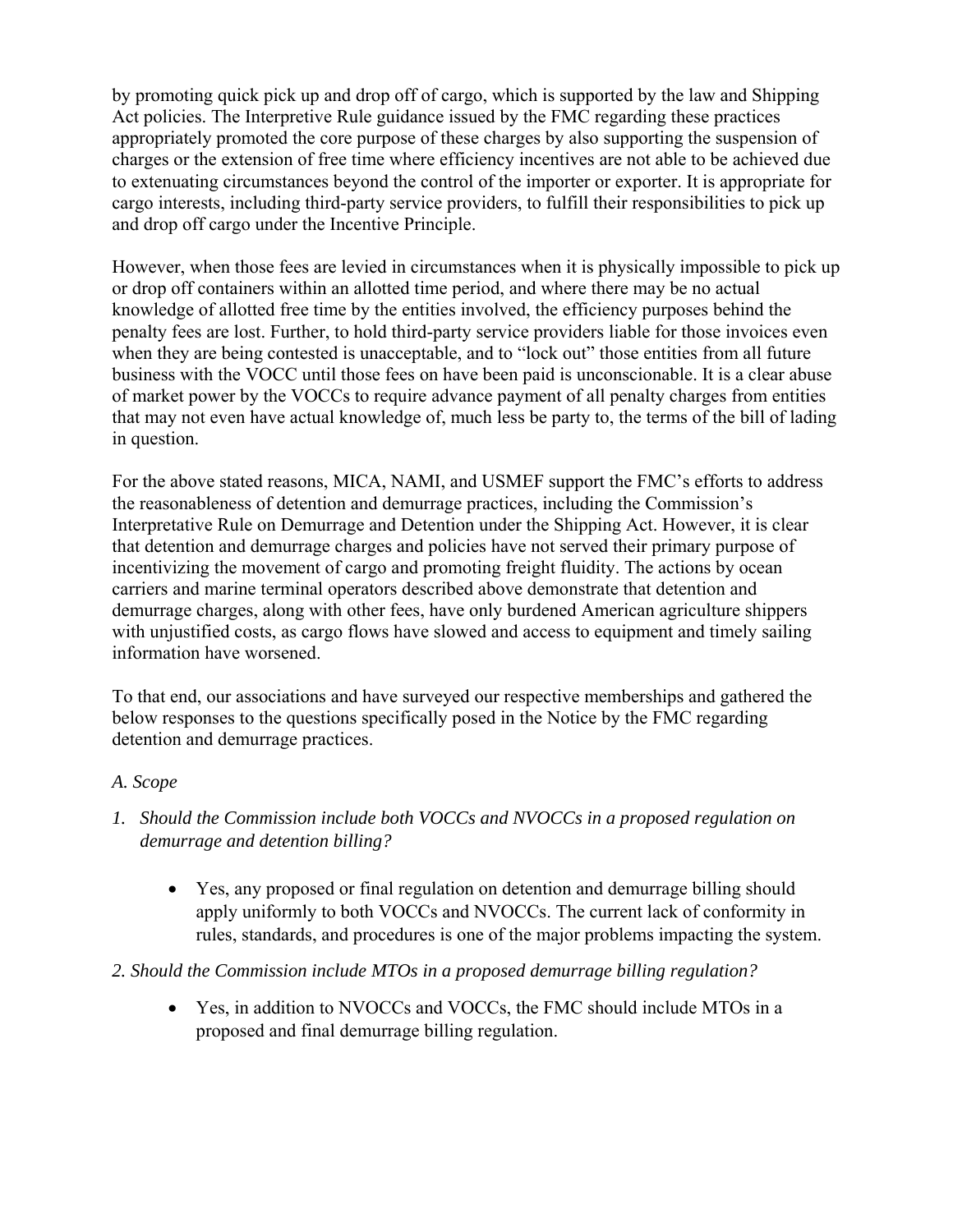by promoting quick pick up and drop off of cargo, which is supported by the law and Shipping Act policies. The Interpretive Rule guidance issued by the FMC regarding these practices appropriately promoted the core purpose of these charges by also supporting the suspension of charges or the extension of free time where efficiency incentives are not able to be achieved due to extenuating circumstances beyond the control of the importer or exporter. It is appropriate for cargo interests, including third-party service providers, to fulfill their responsibilities to pick up and drop off cargo under the Incentive Principle.

However, when those fees are levied in circumstances when it is physically impossible to pick up or drop off containers within an allotted time period, and where there may be no actual knowledge of allotted free time by the entities involved, the efficiency purposes behind the penalty fees are lost. Further, to hold third-party service providers liable for those invoices even when they are being contested is unacceptable, and to "lock out" those entities from all future business with the VOCC until those fees on have been paid is unconscionable. It is a clear abuse of market power by the VOCCs to require advance payment of all penalty charges from entities that may not even have actual knowledge of, much less be party to, the terms of the bill of lading in question.

For the above stated reasons, MICA, NAMI, and USMEF support the FMC's efforts to address the reasonableness of detention and demurrage practices, including the Commission's Interpretative Rule on Demurrage and Detention under the Shipping Act. However, it is clear that detention and demurrage charges and policies have not served their primary purpose of incentivizing the movement of cargo and promoting freight fluidity. The actions by ocean carriers and marine terminal operators described above demonstrate that detention and demurrage charges, along with other fees, have only burdened American agriculture shippers with unjustified costs, as cargo flows have slowed and access to equipment and timely sailing information have worsened.

To that end, our associations and have surveyed our respective memberships and gathered the below responses to the questions specifically posed in the Notice by the FMC regarding detention and demurrage practices.

*A. Scope*

1. *Should the Commission include both VOCCs and NVOCCs in a proposed regulation on demurrage and detention billing?*

   - Yes, any proposed or final regulation on detention and demurrage billing should apply uniformly to both VOCCs and NVOCCs. The current lack of conformity in rules, standards, and procedures is one of the major problems impacting the system.

2. *Should the Commission include MTOs in a proposed demurrage billing regulation?*

   - Yes, in addition to NVOCCs and VOCCs, the FMC should include MTOs in a proposed and final demurrage billing regulation.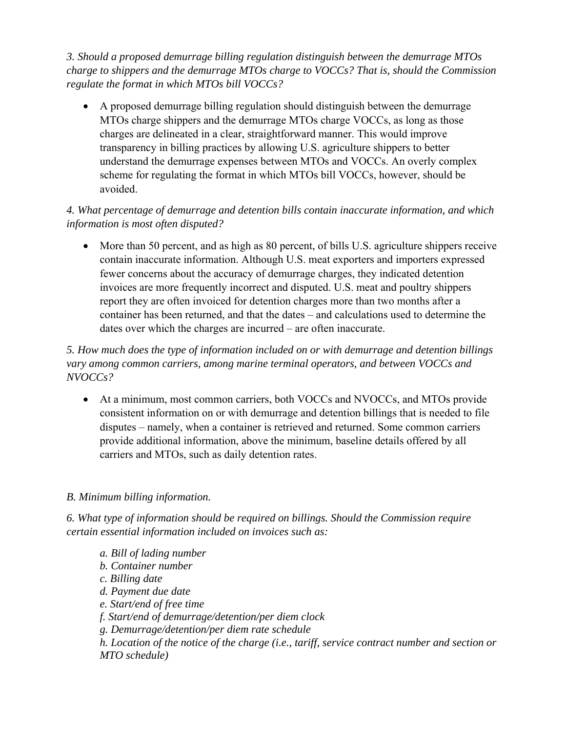*3. Should a proposed demurrage billing regulation distinguish between the demurrage MTOs charge to shippers and the demurrage MTOs charge to VOCCs? That is, should the Commission regulate the format in which MTOs bill VOCCs?*

- A proposed demurrage billing regulation should distinguish between the demurrage MTOs charge shippers and the demurrage MTOs charge VOCCs, as long as those charges are delineated in a clear, straightforward manner. This would improve transparency in billing practices by allowing U.S. agriculture shippers to better understand the demurrage expenses between MTOs and VOCCs. An overly complex scheme for regulating the format in which MTOs bill VOCCs, however, should be avoided.

*4. What percentage of demurrage and detention bills contain inaccurate information, and which information is most often disputed?*

- More than 50 percent, and as high as 80 percent, of bills U.S. agriculture shippers receive contain inaccurate information. Although U.S. meat exporters and importers expressed fewer concerns about the accuracy of demurrage charges, they indicated detention invoices are more frequently incorrect and disputed. U.S. meat and poultry shippers report they are often invoiced for detention charges more than two months after a container has been returned, and that the dates – and calculations used to determine the dates over which the charges are incurred – are often inaccurate.

*5. How much does the type of information included on or with demurrage and detention billings vary among common carriers, among marine terminal operators, and between VOCCs and NVOCCs?*

- At a minimum, most common carriers, both VOCCs and NVOCCs, and MTOs provide consistent information on or with demurrage and detention billings that is needed to file disputes – namely, when a container is retrieved and returned. Some common carriers provide additional information, above the minimum, baseline details offered by all carriers and MTOs, such as daily detention rates.

*B. Minimum billing information.*

*6. What type of information should be required on billings. Should the Commission require certain essential information included on invoices such as:*

> *a. Bill of lading number*
> *b. Container number*
> *c. Billing date*
> *d. Payment due date*
> *e. Start/end of free time*
> *f. Start/end of demurrage/detention/per diem clock*
> *g. Demurrage/detention/per diem rate schedule*
> *h. Location of the notice of the charge (i.e., tariff, service contract number and section or MTO schedule)*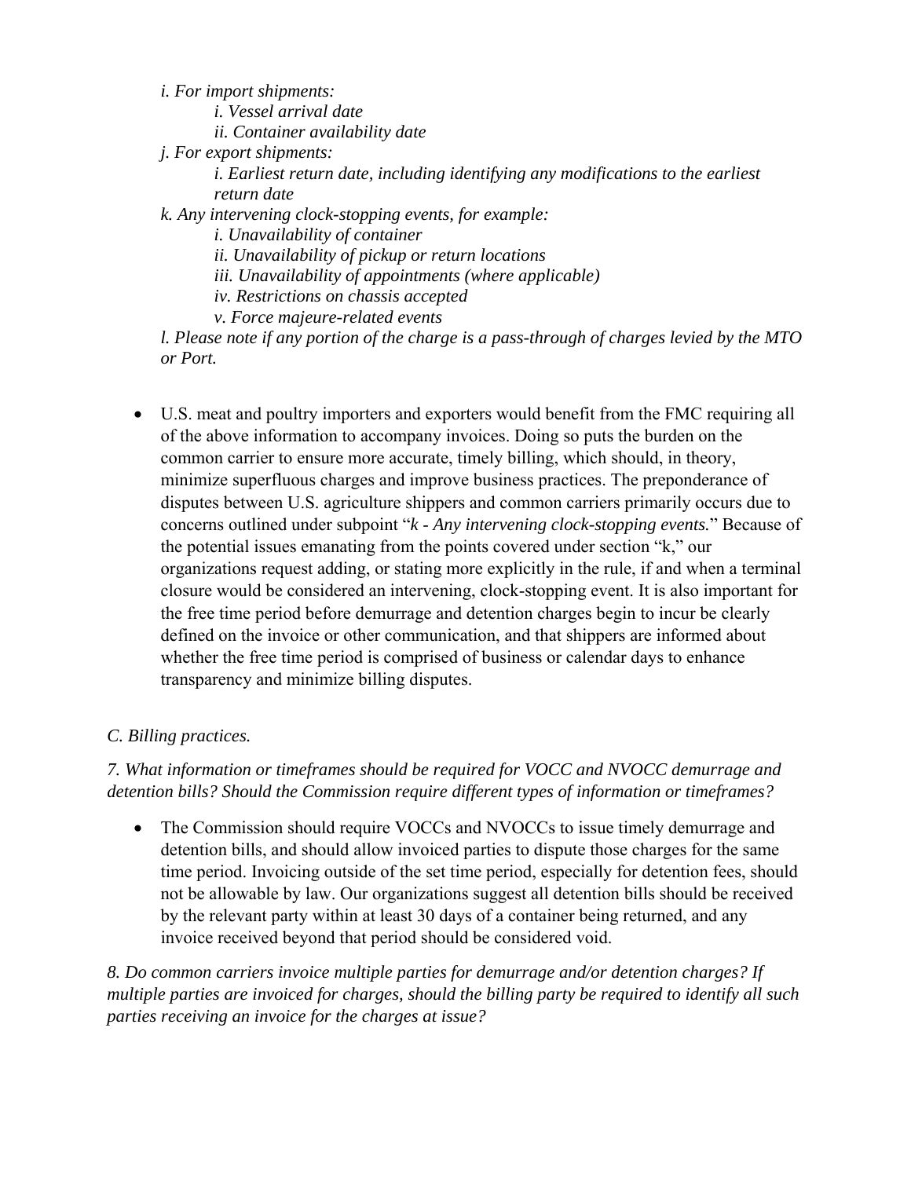*i. For import shipments:*

*i. Vessel arrival date*

*ii. Container availability date*

*j. For export shipments:*

*i. Earliest return date, including identifying any modifications to the earliest return date*

*k. Any intervening clock-stopping events, for example:*

*i. Unavailability of container*

*ii. Unavailability of pickup or return locations*

*iii. Unavailability of appointments (where applicable)*

*iv. Restrictions on chassis accepted*

*v. Force majeure-related events*

*l. Please note if any portion of the charge is a pass-through of charges levied by the MTO or Port.*

- U.S. meat and poultry importers and exporters would benefit from the FMC requiring all of the above information to accompany invoices. Doing so puts the burden on the common carrier to ensure more accurate, timely billing, which should, in theory, minimize superfluous charges and improve business practices. The preponderance of disputes between U.S. agriculture shippers and common carriers primarily occurs due to concerns outlined under subpoint "*k - Any intervening clock-stopping events.*" Because of the potential issues emanating from the points covered under section "k," our organizations request adding, or stating more explicitly in the rule, if and when a terminal closure would be considered an intervening, clock-stopping event. It is also important for the free time period before demurrage and detention charges begin to incur be clearly defined on the invoice or other communication, and that shippers are informed about whether the free time period is comprised of business or calendar days to enhance transparency and minimize billing disputes.

*C. Billing practices.*

*7. What information or timeframes should be required for VOCC and NVOCC demurrage and detention bills? Should the Commission require different types of information or timeframes?*

- The Commission should require VOCCs and NVOCCs to issue timely demurrage and detention bills, and should allow invoiced parties to dispute those charges for the same time period. Invoicing outside of the set time period, especially for detention fees, should not be allowable by law. Our organizations suggest all detention bills should be received by the relevant party within at least 30 days of a container being returned, and any invoice received beyond that period should be considered void.

*8. Do common carriers invoice multiple parties for demurrage and/or detention charges? If multiple parties are invoiced for charges, should the billing party be required to identify all such parties receiving an invoice for the charges at issue?*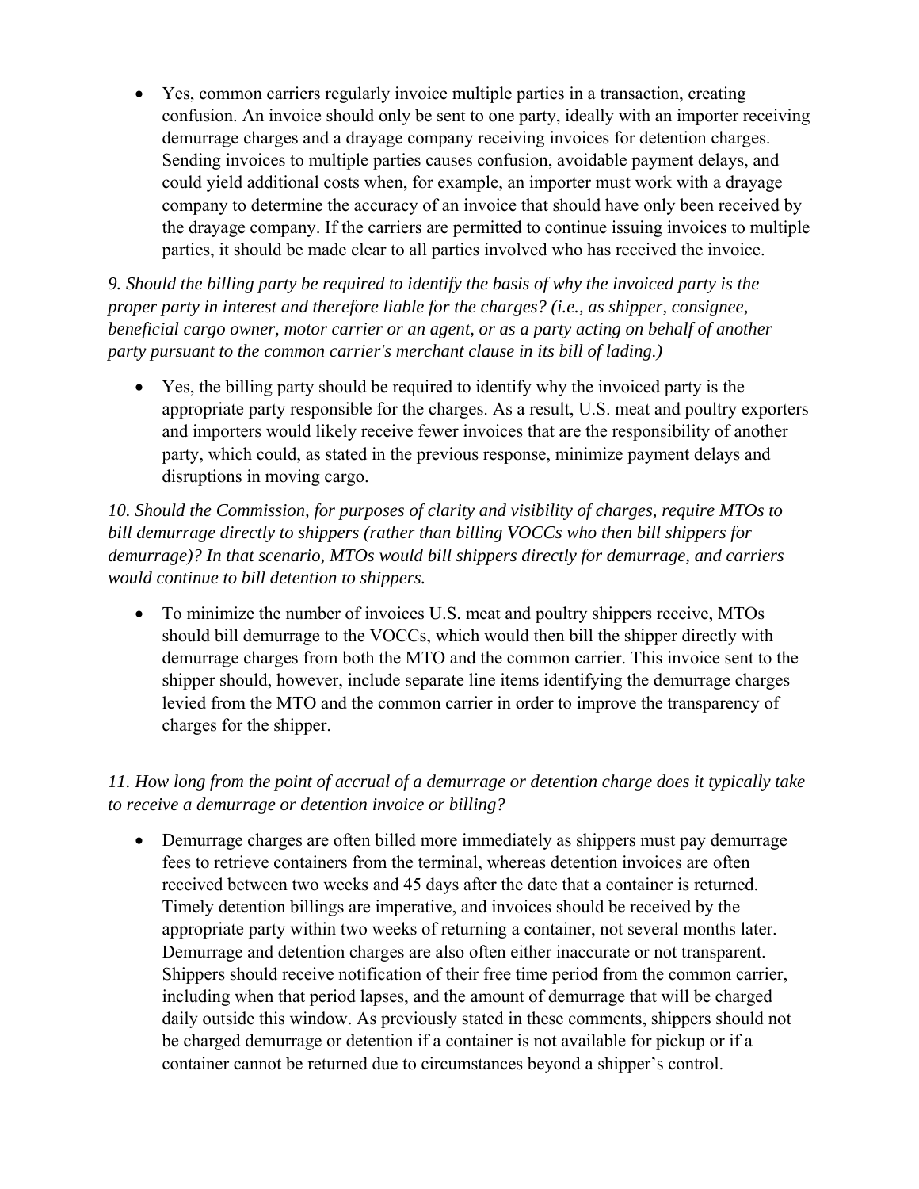- Yes, common carriers regularly invoice multiple parties in a transaction, creating confusion. An invoice should only be sent to one party, ideally with an importer receiving demurrage charges and a drayage company receiving invoices for detention charges. Sending invoices to multiple parties causes confusion, avoidable payment delays, and could yield additional costs when, for example, an importer must work with a drayage company to determine the accuracy of an invoice that should have only been received by the drayage company. If the carriers are permitted to continue issuing invoices to multiple parties, it should be made clear to all parties involved who has received the invoice.

*9. Should the billing party be required to identify the basis of why the invoiced party is the proper party in interest and therefore liable for the charges? (i.e., as shipper, consignee, beneficial cargo owner, motor carrier or an agent, or as a party acting on behalf of another party pursuant to the common carrier's merchant clause in its bill of lading.)*

- Yes, the billing party should be required to identify why the invoiced party is the appropriate party responsible for the charges. As a result, U.S. meat and poultry exporters and importers would likely receive fewer invoices that are the responsibility of another party, which could, as stated in the previous response, minimize payment delays and disruptions in moving cargo.

*10. Should the Commission, for purposes of clarity and visibility of charges, require MTOs to bill demurrage directly to shippers (rather than billing VOCCs who then bill shippers for demurrage)? In that scenario, MTOs would bill shippers directly for demurrage, and carriers would continue to bill detention to shippers.*

- To minimize the number of invoices U.S. meat and poultry shippers receive, MTOs should bill demurrage to the VOCCs, which would then bill the shipper directly with demurrage charges from both the MTO and the common carrier. This invoice sent to the shipper should, however, include separate line items identifying the demurrage charges levied from the MTO and the common carrier in order to improve the transparency of charges for the shipper.

*11. How long from the point of accrual of a demurrage or detention charge does it typically take to receive a demurrage or detention invoice or billing?*

- Demurrage charges are often billed more immediately as shippers must pay demurrage fees to retrieve containers from the terminal, whereas detention invoices are often received between two weeks and 45 days after the date that a container is returned. Timely detention billings are imperative, and invoices should be received by the appropriate party within two weeks of returning a container, not several months later. Demurrage and detention charges are also often either inaccurate or not transparent. Shippers should receive notification of their free time period from the common carrier, including when that period lapses, and the amount of demurrage that will be charged daily outside this window. As previously stated in these comments, shippers should not be charged demurrage or detention if a container is not available for pickup or if a container cannot be returned due to circumstances beyond a shipper's control.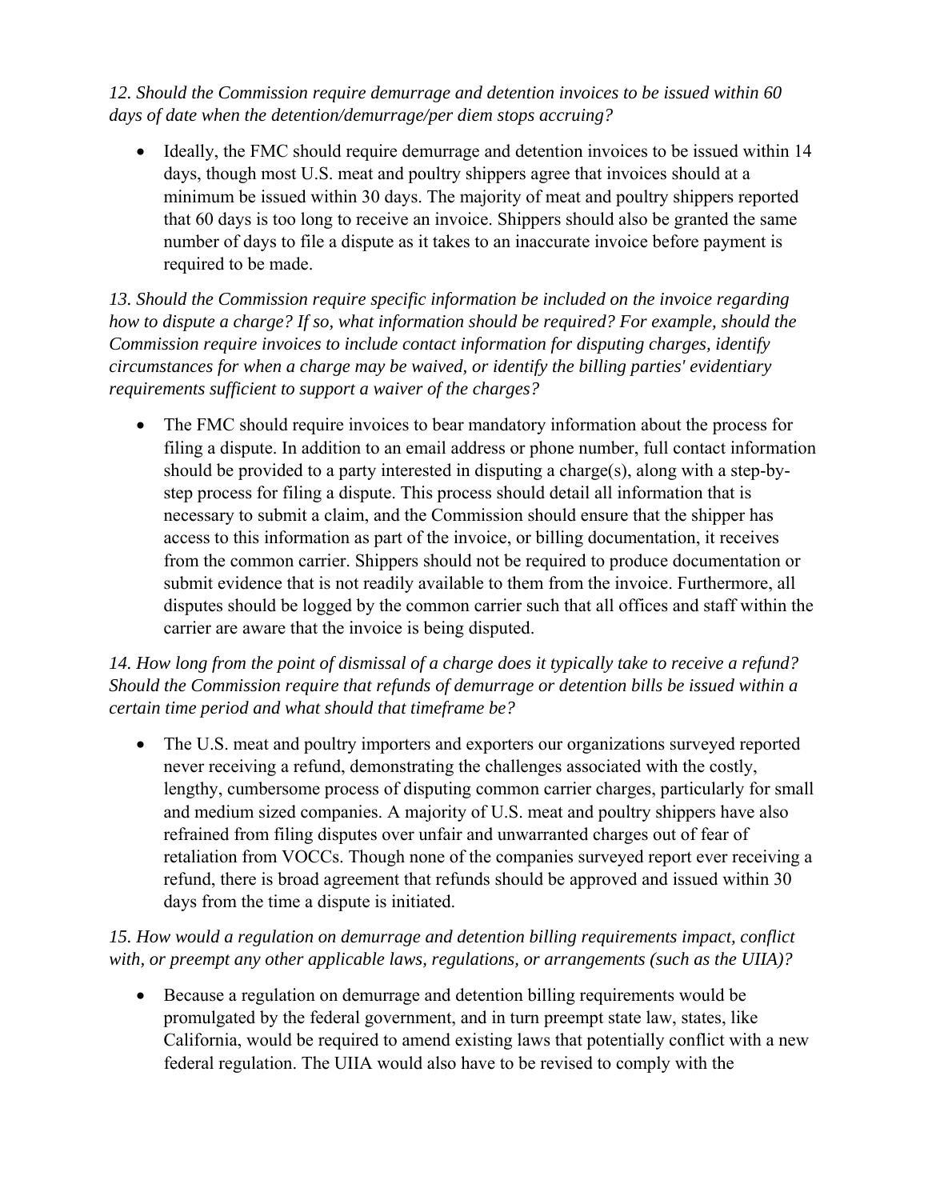*12. Should the Commission require demurrage and detention invoices to be issued within 60 days of date when the detention/demurrage/per diem stops accruing?*

- Ideally, the FMC should require demurrage and detention invoices to be issued within 14 days, though most U.S. meat and poultry shippers agree that invoices should at a minimum be issued within 30 days. The majority of meat and poultry shippers reported that 60 days is too long to receive an invoice. Shippers should also be granted the same number of days to file a dispute as it takes to an inaccurate invoice before payment is required to be made.

*13. Should the Commission require specific information be included on the invoice regarding how to dispute a charge? If so, what information should be required? For example, should the Commission require invoices to include contact information for disputing charges, identify circumstances for when a charge may be waived, or identify the billing parties' evidentiary requirements sufficient to support a waiver of the charges?*

- The FMC should require invoices to bear mandatory information about the process for filing a dispute. In addition to an email address or phone number, full contact information should be provided to a party interested in disputing a charge(s), along with a step-by-step process for filing a dispute. This process should detail all information that is necessary to submit a claim, and the Commission should ensure that the shipper has access to this information as part of the invoice, or billing documentation, it receives from the common carrier. Shippers should not be required to produce documentation or submit evidence that is not readily available to them from the invoice. Furthermore, all disputes should be logged by the common carrier such that all offices and staff within the carrier are aware that the invoice is being disputed.

*14. How long from the point of dismissal of a charge does it typically take to receive a refund? Should the Commission require that refunds of demurrage or detention bills be issued within a certain time period and what should that timeframe be?*

- The U.S. meat and poultry importers and exporters our organizations surveyed reported never receiving a refund, demonstrating the challenges associated with the costly, lengthy, cumbersome process of disputing common carrier charges, particularly for small and medium sized companies. A majority of U.S. meat and poultry shippers have also refrained from filing disputes over unfair and unwarranted charges out of fear of retaliation from VOCCs. Though none of the companies surveyed report ever receiving a refund, there is broad agreement that refunds should be approved and issued within 30 days from the time a dispute is initiated.

*15. How would a regulation on demurrage and detention billing requirements impact, conflict with, or preempt any other applicable laws, regulations, or arrangements (such as the UIIA)?*

- Because a regulation on demurrage and detention billing requirements would be promulgated by the federal government, and in turn preempt state law, states, like California, would be required to amend existing laws that potentially conflict with a new federal regulation. The UIIA would also have to be revised to comply with the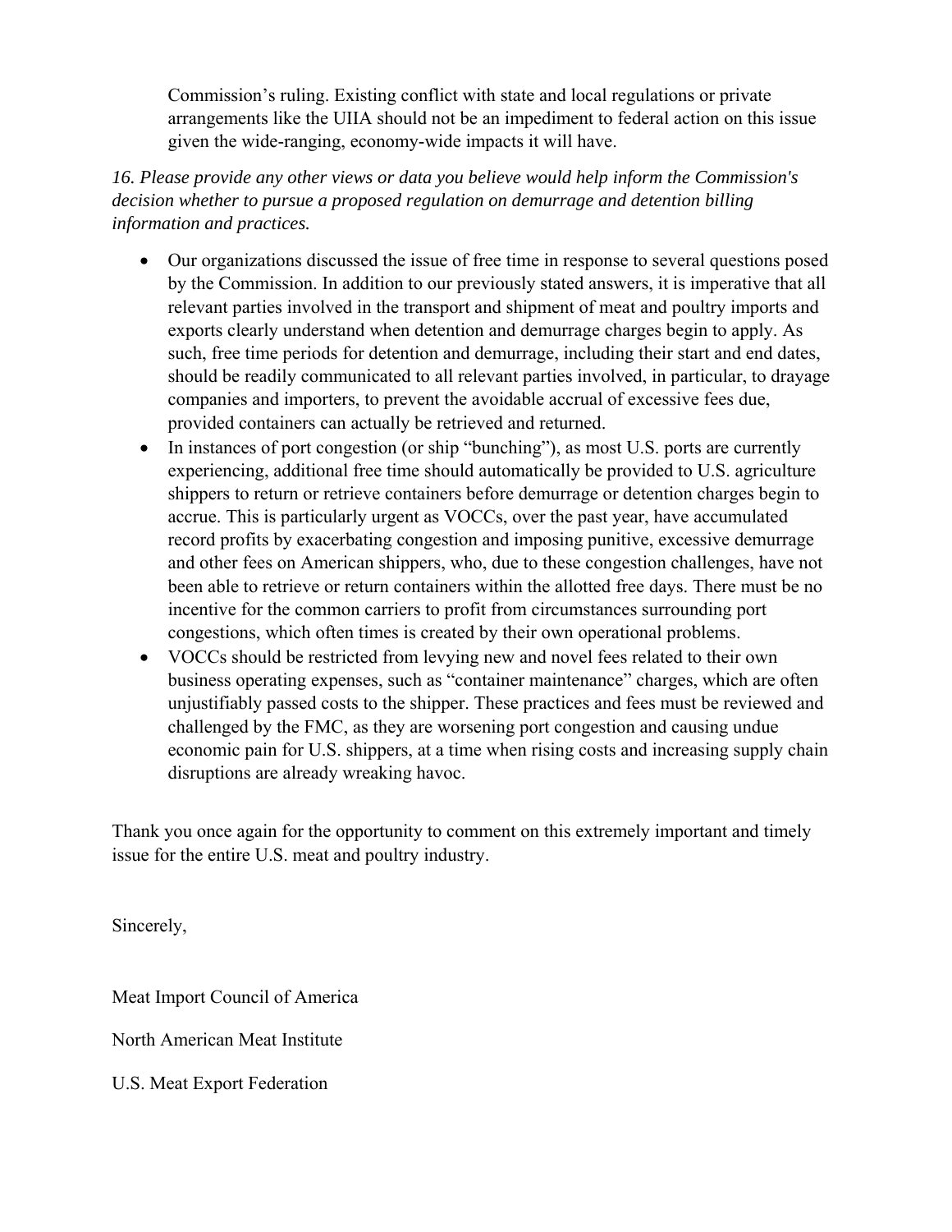Commission's ruling. Existing conflict with state and local regulations or private arrangements like the UIIA should not be an impediment to federal action on this issue given the wide-ranging, economy-wide impacts it will have.

*16. Please provide any other views or data you believe would help inform the Commission's decision whether to pursue a proposed regulation on demurrage and detention billing information and practices.*

- Our organizations discussed the issue of free time in response to several questions posed by the Commission. In addition to our previously stated answers, it is imperative that all relevant parties involved in the transport and shipment of meat and poultry imports and exports clearly understand when detention and demurrage charges begin to apply. As such, free time periods for detention and demurrage, including their start and end dates, should be readily communicated to all relevant parties involved, in particular, to drayage companies and importers, to prevent the avoidable accrual of excessive fees due, provided containers can actually be retrieved and returned.
- In instances of port congestion (or ship "bunching"), as most U.S. ports are currently experiencing, additional free time should automatically be provided to U.S. agriculture shippers to return or retrieve containers before demurrage or detention charges begin to accrue. This is particularly urgent as VOCCs, over the past year, have accumulated record profits by exacerbating congestion and imposing punitive, excessive demurrage and other fees on American shippers, who, due to these congestion challenges, have not been able to retrieve or return containers within the allotted free days. There must be no incentive for the common carriers to profit from circumstances surrounding port congestions, which often times is created by their own operational problems.
- VOCCs should be restricted from levying new and novel fees related to their own business operating expenses, such as "container maintenance" charges, which are often unjustifiably passed costs to the shipper. These practices and fees must be reviewed and challenged by the FMC, as they are worsening port congestion and causing undue economic pain for U.S. shippers, at a time when rising costs and increasing supply chain disruptions are already wreaking havoc.

Thank you once again for the opportunity to comment on this extremely important and timely issue for the entire U.S. meat and poultry industry.

Sincerely,

Meat Import Council of America

North American Meat Institute

U.S. Meat Export Federation